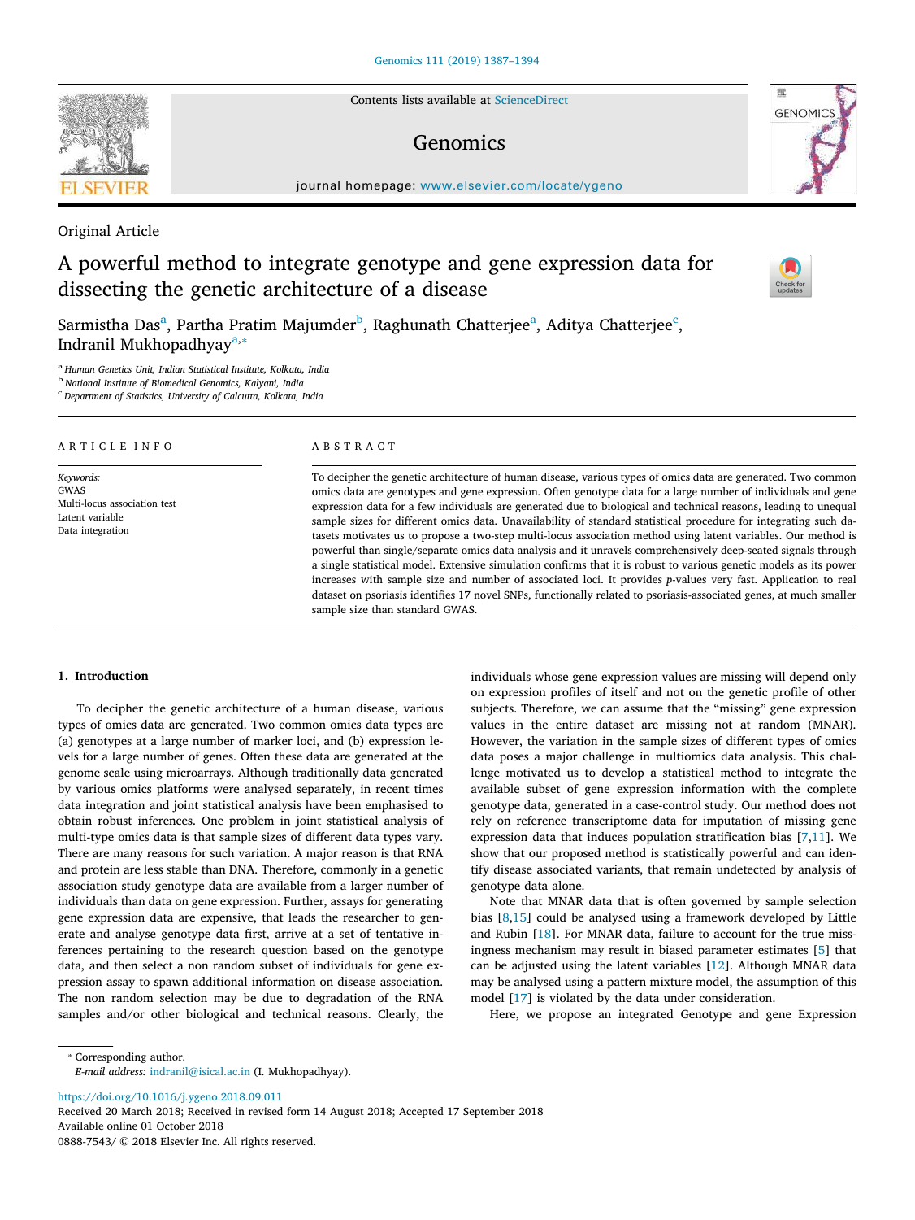Original Article

# A powerful method to integrate genotype and gene expression data for dissecting the genetic architecture of a disease

Sarmistha Das[a], Partha Pratim Majumder[b], Raghunath Chatterjee[a], Aditya Chatterjee[c], Indranil Mukhopadhyay[a,*]

[a] Human Genetics Unit, Indian Statistical Institute, Kolkata, India
[b] National Institute of Biomedical Genomics, Kalyani, India
[c] Department of Statistics, University of Calcutta, Kolkata, India

## ARTICLE INFO

*Keywords:*
GWAS
Multi-locus association test
Latent variable
Data integration

## ABSTRACT

To decipher the genetic architecture of human disease, various types of omics data are generated. Two common omics data are genotypes and gene expression. Often genotype data for a large number of individuals and gene expression data for a few individuals are generated due to biological and technical reasons, leading to unequal sample sizes for different omics data. Unavailability of standard statistical procedure for integrating such datasets motivates us to propose a two-step multi-locus association method using latent variables. Our method is powerful than single/separate omics data analysis and it unravels comprehensively deep-seated signals through a single statistical model. Extensive simulation confirms that it is robust to various genetic models as its power increases with sample size and number of associated loci. It provides *p*-values very fast. Application to real dataset on psoriasis identifies 17 novel SNPs, functionally related to psoriasis-associated genes, at much smaller sample size than standard GWAS.

## 1. Introduction

To decipher the genetic architecture of a human disease, various types of omics data are generated. Two common omics data types are (a) genotypes at a large number of marker loci, and (b) expression levels for a large number of genes. Often these data are generated at the genome scale using microarrays. Although traditionally data generated by various omics platforms were analysed separately, in recent times data integration and joint statistical analysis have been emphasised to obtain robust inferences. One problem in joint statistical analysis of multi-type omics data is that sample sizes of different data types vary. There are many reasons for such variation. A major reason is that RNA and protein are less stable than DNA. Therefore, commonly in a genetic association study genotype data are available from a larger number of individuals than data on gene expression. Further, assays for generating gene expression are expensive, that leads the researcher to generate and analyse genotype data first, arrive at a set of tentative inferences pertaining to the research question based on the genotype data, and then select a non random subset of individuals for gene expression assay to spawn additional information on disease association. The non random selection may be due to degradation of the RNA samples and/or other biological and technical reasons. Clearly, the individuals whose gene expression values are missing will depend only on expression profiles of itself and not on the genetic profile of other subjects. Therefore, we can assume that the "missing" gene expression values in the entire dataset are missing not at random (MNAR). However, the variation in the sample sizes of different types of omics data poses a major challenge in multiomics data analysis. This challenge motivated us to develop a statistical method to integrate the available subset of gene expression information with the complete genotype data, generated in a case-control study. Our method does not rely on reference transcriptome data for imputation of missing gene expression data that induces population stratification bias [7,11]. We show that our proposed method is statistically powerful and can identify disease associated variants, that remain undetected by analysis of genotype data alone.

Note that MNAR data that is often governed by sample selection bias [8,15] could be analysed using a framework developed by Little and Rubin [18]. For MNAR data, failure to account for the true missingness mechanism may result in biased parameter estimates [5] that can be adjusted using the latent variables [12]. Although MNAR data may be analysed using a pattern mixture model, the assumption of this model [17] is violated by the data under consideration.

Here, we propose an integrated Genotype and gene Expression

---

* Corresponding author.
*E-mail address:* indranil@isical.ac.in (I. Mukhopadhyay).

https://doi.org/10.1016/j.ygeno.2018.09.011
Received 20 March 2018; Received in revised form 14 August 2018; Accepted 17 September 2018
Available online 01 October 2018
0888-7543/ © 2018 Elsevier Inc. All rights reserved.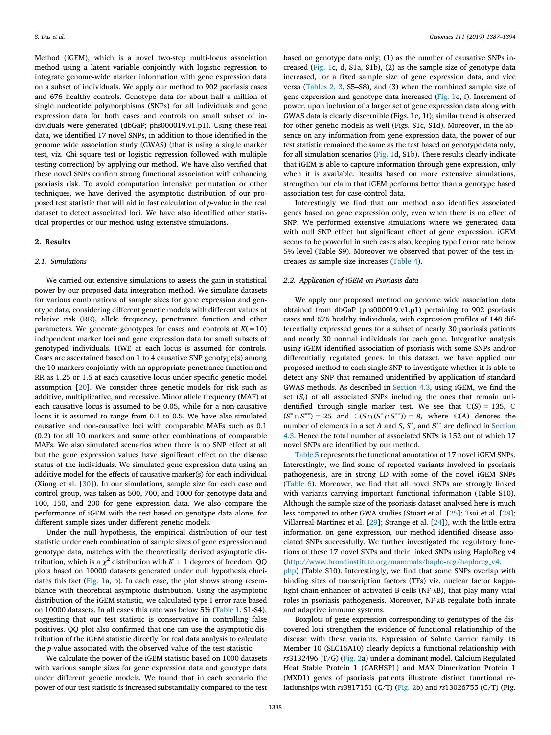Method (iGEM), which is a novel two-step multi-locus association method using a latent variable conjointly with logistic regression to integrate genome-wide marker information with gene expression data on a subset of individuals. We apply our method to 902 psoriasis cases and 676 healthy controls. Genotype data for about half a million of single nucleotide polymorphisms (SNPs) for all individuals and gene expression data for both cases and controls on small subset of individuals were generated (dbGaP; phs000019.v1.p1). Using these real data, we identified 17 novel SNPs, in addition to those identified in the genome wide association study (GWAS) (that is using a single marker test, viz. Chi square test or logistic regression followed with multiple testing correction) by applying our method. We have also verified that these novel SNPs confirm strong functional association with enhancing psoriasis risk. To avoid computation intensive permutation or other techniques, we have derived the asymptotic distribution of our proposed test statistic that will aid in fast calculation of *p*-value in the real dataset to detect associated loci. We have also identified other statistical properties of our method using extensive simulations.

## 2. Results

### 2.1. Simulations

We carried out extensive simulations to assess the gain in statistical power by our proposed data integration method. We simulate datasets for various combinations of sample sizes for gene expression and genotype data, considering different genetic models with different values of relative risk (RR), allele frequency, penetrance function and other parameters. We generate genotypes for cases and controls at $K(=10)$ independent marker loci and gene expression data for small subsets of genotyped individuals. HWE at each locus is assumed for controls. Cases are ascertained based on 1 to 4 causative SNP genotype(s) among the 10 markers conjointly with an appropriate penetrance function and RR as 1.25 or 1.5 at each causative locus under specific genetic model assumption [20]. We consider three genetic models for risk such as additive, multiplicative, and recessive. Minor allele frequency (MAF) at each causative locus is assumed to be 0.05, while for a non-causative locus it is assumed to range from 0.1 to 0.5. We have also simulated causative and non-causative loci with comparable MAFs such as 0.1 (0.2) for all 10 markers and some other combinations of comparable MAFs. We also simulated scenarios when there is no SNP effect at all but the gene expression values have significant effect on the disease status of the individuals. We simulated gene expression data using an additive model for the effects of causative marker(s) for each individual (Xiong et al. [30]). In our simulations, sample size for each case and control group, was taken as 500, 700, and 1000 for genotype data and 100, 150, and 200 for gene expression data. We also compare the performance of iGEM with the test based on genotype data alone, for different sample sizes under different genetic models.

Under the null hypothesis, the empirical distribution of our test statistic under each combination of sample sizes of gene expression and genotype data, matches with the theoretically derived asymptotic distribution, which is a $\chi^2$ distribution with $K + 1$ degrees of freedom. QQ plots based on 10000 datasets generated under null hypothesis elucidates this fact (Fig. 1a, b). In each case, the plot shows strong resemblance with theoretical asymptotic distribution. Using the asymptotic distribution of the iGEM statistic, we calculated type I error rate based on 10000 datasets. In all cases this rate was below 5% (Table 1, S1-S4), suggesting that our test statistic is conservative in controlling false positives. QQ plot also confirmed that one can use the asymptotic distribution of the iGEM statistic directly for real data analysis to calculate the *p*-value associated with the observed value of the test statistic.

We calculate the power of the iGEM statistic based on 1000 datasets with various sample sizes for gene expression data and genotype data under different genetic models. We found that in each scenario the power of our test statistic is increased substantially compared to the test based on genotype data only; (1) as the number of causative SNPs increased (Fig. 1c, d, S1a, S1b), (2) as the sample size of genotype data increased, for a fixed sample size of gene expression data, and vice versa (Tables 2, 3, S5–S8), and (3) when the combined sample size of gene expression and genotype data increased (Fig. 1e, f). Increment of power, upon inclusion of a larger set of gene expression data along with GWAS data is clearly discernible (Figs. 1e, 1f); similar trend is observed for other genetic models as well (Figs. S1c, S1d). Moreover, in the absence on any information from gene expression data, the power of our test statistic remained the same as the test based on genotype data only, for all simulation scenarios (Fig. 1d, S1b). These results clearly indicate that iGEM is able to capture information through gene expression, only when it is available. Results based on more extensive simulations, strengthen our claim that iGEM performs better than a genotype based association test for case-control data.

Interestingly we find that our method also identifies associated genes based on gene expression only, even when there is no effect of SNP. We performed extensive simulations where we generated data with null SNP effect but significant effect of gene expression. iGEM seems to be powerful in such cases also, keeping type I error rate below 5% level (Table S9). Moreover we observed that power of the test increases as sample size increases (Table 4).

### 2.2. Application of iGEM on Psoriasis data

We apply our proposed method on genome wide association data obtained from dbGaP (phs000019.v1.p1) pertaining to 902 psoriasis cases and 676 healthy individuals, with expression profiles of 148 differentially expressed genes for a subset of nearly 30 psoriasis patients and nearly 30 normal individuals for each gene. Integrative analysis using iGEM identified association of psoriasis with some SNPs and/or differentially regulated genes. In this dataset, we have applied our proposed method to each single SNP to investigate whether it is able to detect any SNP that remained unidentified by application of standard GWAS methods. As described in Section 4.3, using iGEM, we find the set ($S_I$) of all associated SNPs including the ones that remain unidentified through single marker test. We see that $\mathbb{C}(S) = 135$, $\mathbb{C}(S^* \cap S^{**}) = 25$ and $\mathbb{C}(S \cap (S^* \cap S^{**})) = 8$, where $\mathbb{C}(A)$ denotes the number of elements in a set $A$ and $S$, $S^*$, and $S^{**}$ are defined in Section 4.3. Hence the total number of associated SNPs is 152 out of which 17 novel SNPs are identified by our method.

Table 5 represents the functional annotation of 17 novel iGEM SNPs. Interestingly, we find some of reported variants involved in psoriasis pathogenesis, are in strong LD with some of the novel iGEM SNPs (Table 6). Moreover, we find that all novel SNPs are strongly linked with variants carrying important functional information (Table S10). Although the sample size of the psoriasis dataset analysed here is much less compared to other GWA studies (Stuart et al. [25]; Tsoi et al. [28]; Villarreal-Martínez et al. [29]; Strange et al. [24]), with the little extra information on gene expression, our method identified disease associated SNPs successfully. We further investigated the regulatory functions of these 17 novel SNPs and their linked SNPs using HaploReg v4 (http://www.broadinstitute.org/mammals/haplo-reg/haploreg_v4.php) (Table S10). Interestingly, we find that some SNPs overlap with binding sites of transcription factors (TFs) viz. nuclear factor kappa-light-chain-enhancer of activated B cells (NF-$\kappa$B), that play many vital roles in psoriasis pathogenesis. Moreover, NF-$\kappa$B regulate both innate and adaptive immune systems.

Boxplots of gene expression corresponding to genotypes of the discovered loci strengthen the evidence of functional relationship of the disease with these variants. Expression of Solute Carrier Family 16 Member 10 (SLC16A10) clearly depicts a functional relationship with *rs*3132496 (T/G) (Fig. 2a) under a dominant model. Calcium Regulated Heat Stable Protein 1 (CARHSP1) and MAX Dimerization Protein 1 (MXD1) genes of psoriasis patients illustrate distinct functional relationships with *rs*3817151 (C/T) (Fig. 2b) and *rs*13026755 (C/T) (Fig.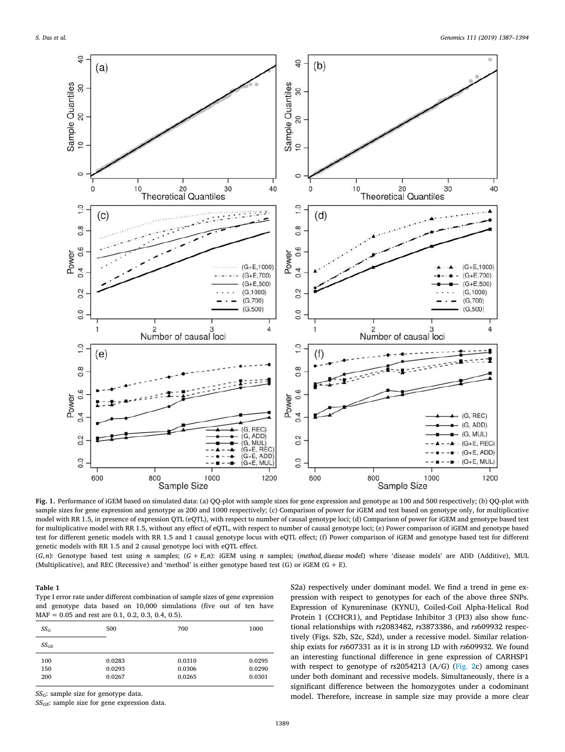**Fig. 1.** Performance of iGEM based on simulated data: (a) QQ-plot with sample sizes for gene expression and genotype as 100 and 500 respectively; (b) QQ-plot with sample sizes for gene expression and genotype as 200 and 1000 respectively; (c) Comparison of power for iGEM and test based on genotype only, for multiplicative model with RR 1.5, in presence of expression QTL (eQTL), with respect to number of causal genotype loci; (d) Comparison of power for iGEM and genotype based test for multiplicative model with RR 1.5, without any effect of eQTL, with respect to number of causal genotype loci; (e) Power comparison of iGEM and genotype based test for different genetic models with RR 1.5 and 1 causal genotype locus with eQTL effect; (f) Power comparison of iGEM and genotype based test for different genetic models with RR 1.5 and 2 causal genotype loci with eQTL effect.

($G,n$): Genotype based test using $n$ samples; ($G + E,n$): iGEM using $n$ samples; (*method*, *disease model*) where 'disease models' are ADD (Additive), MUL (Multiplicative), and REC (Recessive) and 'method' is either genotype based test (G) or iGEM (G + E).

**Table 1**
Type I error rate under different combination of sample sizes of gene expression and genotype data based on 10,000 simulations (five out of ten have MAF = 0.05 and rest are 0.1, 0.2, 0.3, 0.4, 0.5).

| $SS_G$ / $SS_{GE}$ | 500 | 700 | 1000 |
|---|---|---|---|
| 100 | 0.0283 | 0.0310 | 0.0295 |
| 150 | 0.0293 | 0.0306 | 0.0290 |
| 200 | 0.0267 | 0.0265 | 0.0301 |

$SS_G$: sample size for genotype data.
$SS_{GE}$: sample size for gene expression data.

S2a) respectively under dominant model. We find a trend in gene expression with respect to genotypes for each of the above three SNPs. Expression of Kynureninase (KYNU), Coiled-Coil Alpha-Helical Rod Protein 1 (CCHCR1), and Peptidase Inhibitor 3 (PI3) also show functional relationships with *rs*2083482, *rs*3873386, and *rs*609932 respectively (Figs. S2b, S2c, S2d), under a recessive model. Similar relationship exists for *rs*607331 as it is in strong LD with *rs*609932. We found an interesting functional difference in gene expression of CARHSP1 with respect to genotype of *rs*2054213 (A/G) (Fig. 2c) among cases under both dominant and recessive models. Simultaneously, there is a significant difference between the homozygotes under a codominant model. Therefore, increase in sample size may provide a more clear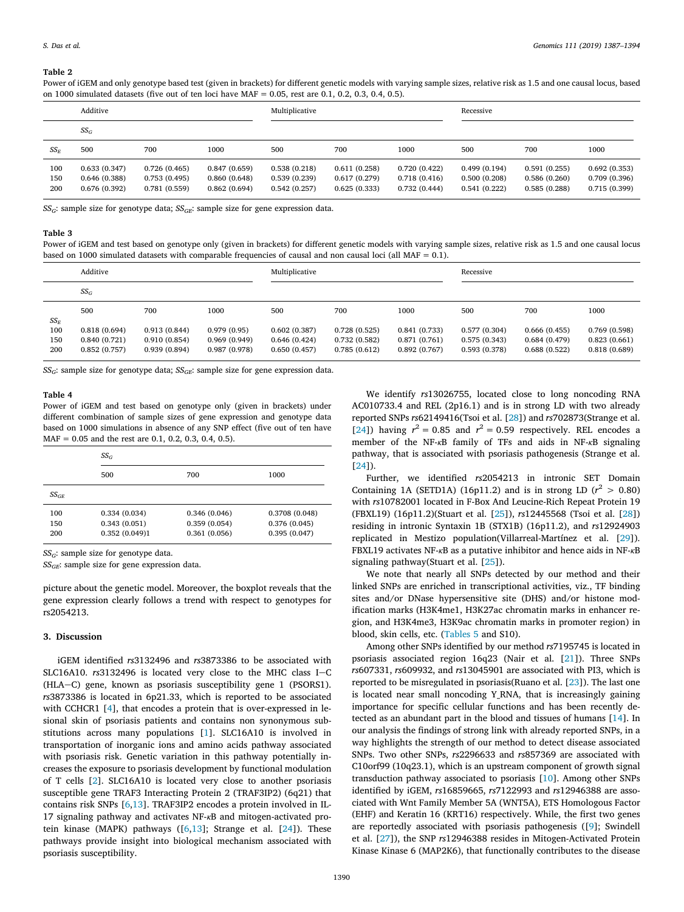**Table 2**

Power of iGEM and only genotype based test (given in brackets) for different genetic models with varying sample sizes, relative risk as 1.5 and one causal locus, based on 1000 simulated datasets (five out of ten loci have MAF = 0.05, rest are 0.1, 0.2, 0.3, 0.4, 0.5).

| | Additive | | | Multiplicative | | | Recessive | | |
|---|---|---|---|---|---|---|---|---|---|
| | $SS_G$ | | | | | | | | |
| $SS_E$ | 500 | 700 | 1000 | 500 | 700 | 1000 | 500 | 700 | 1000 |
| 100 | 0.633 (0.347) | 0.726 (0.465) | 0.847 (0.659) | 0.538 (0.218) | 0.611 (0.258) | 0.720 (0.422) | 0.499 (0.194) | 0.591 (0.255) | 0.692 (0.353) |
| 150 | 0.646 (0.388) | 0.753 (0.495) | 0.860 (0.648) | 0.539 (0.239) | 0.617 (0.279) | 0.718 (0.416) | 0.500 (0.208) | 0.586 (0.260) | 0.709 (0.396) |
| 200 | 0.676 (0.392) | 0.781 (0.559) | 0.862 (0.694) | 0.542 (0.257) | 0.625 (0.333) | 0.732 (0.444) | 0.541 (0.222) | 0.585 (0.288) | 0.715 (0.399) |

$SS_G$: sample size for genotype data; $SS_{GE}$: sample size for gene expression data.

**Table 3**

Power of iGEM and test based on genotype only (given in brackets) for different genetic models with varying sample sizes, relative risk as 1.5 and one causal locus based on 1000 simulated datasets with comparable frequencies of causal and non causal loci (all MAF = 0.1).

| | Additive | | | Multiplicative | | | Recessive | | |
|---|---|---|---|---|---|---|---|---|---|
| | $SS_G$ | | | | | | | | |
| $SS_E$ | 500 | 700 | 1000 | 500 | 700 | 1000 | 500 | 700 | 1000 |
| 100 | 0.818 (0.694) | 0.913 (0.844) | 0.979 (0.95) | 0.602 (0.387) | 0.728 (0.525) | 0.841 (0.733) | 0.577 (0.304) | 0.666 (0.455) | 0.769 (0.598) |
| 150 | 0.840 (0.721) | 0.910 (0.854) | 0.969 (0.949) | 0.646 (0.424) | 0.732 (0.582) | 0.871 (0.761) | 0.575 (0.343) | 0.684 (0.479) | 0.823 (0.661) |
| 200 | 0.852 (0.757) | 0.939 (0.894) | 0.987 (0.978) | 0.650 (0.457) | 0.785 (0.612) | 0.892 (0.767) | 0.593 (0.378) | 0.688 (0.522) | 0.818 (0.689) |

$SS_G$: sample size for genotype data; $SS_{GE}$: sample size for gene expression data.

**Table 4**

Power of iGEM and test based on genotype only (given in brackets) under different combination of sample sizes of gene expression and genotype data based on 1000 simulations in absence of any SNP effect (five out of ten have MAF = 0.05 and the rest are 0.1, 0.2, 0.3, 0.4, 0.5).

| | $SS_G$ | | |
|---|---|---|---|
| | 500 | 700 | 1000 |
| $SS_{GE}$ | | | |
| 100 | 0.334 (0.034) | 0.346 (0.046) | 0.3708 (0.048) |
| 150 | 0.343 (0.051) | 0.359 (0.054) | 0.376 (0.045) |
| 200 | 0.352 (0.049)1 | 0.361 (0.056) | 0.395 (0.047) |

$SS_G$: sample size for genotype data.
$SS_{GE}$: sample size for gene expression data.

picture about the genetic model. Moreover, the boxplot reveals that the gene expression clearly follows a trend with respect to genotypes for rs2054213.

## 3. Discussion

iGEM identified *rs*3132496 and *rs*3873386 to be associated with SLC16A10. *rs*3132496 is located very close to the MHC class I−C (HLA−C) gene, known as psoriasis susceptibility gene 1 (PSORS1). *rs*3873386 is located in 6p21.33, which is reported to be associated with CCHCR1 [4], that encodes a protein that is over-expressed in lesional skin of psoriasis patients and contains non synonymous substitutions across many populations [1]. SLC16A10 is involved in transportation of inorganic ions and amino acids pathway associated with psoriasis risk. Genetic variation in this pathway potentially increases the exposure to psoriasis development by functional modulation of T cells [2]. SLC16A10 is located very close to another psoriasis susceptible gene TRAF3 Interacting Protein 2 (TRAF3IP2) (6q21) that contains risk SNPs [6,13]. TRAF3IP2 encodes a protein involved in IL-17 signaling pathway and activates NF-κB and mitogen-activated protein kinase (MAPK) pathways ([6,13]; Strange et al. [24]). These pathways provide insight into biological mechanism associated with psoriasis susceptibility.

We identify *rs*13026755, located close to long noncoding RNA AC010733.4 and REL (2p16.1) and is in strong LD with two already reported SNPs *rs*62149416(Tsoi et al. [28]) and *rs*702873(Strange et al. [24]) having $r^2 = 0.85$ and $r^2 = 0.59$ respectively. REL encodes a member of the NF-κB family of TFs and aids in NF-κB signaling pathway, that is associated with psoriasis pathogenesis (Strange et al. [24]).

Further, we identified *rs*2054213 in intronic SET Domain Containing 1A (SETD1A) (16p11.2) and is in strong LD ($r^2 > 0.80$) with *rs*10782001 located in F-Box And Leucine-Rich Repeat Protein 19 (FBXL19) (16p11.2)(Stuart et al. [25]), *rs*12445568 (Tsoi et al. [28]) residing in intronic Syntaxin 1B (STX1B) (16p11.2), and *rs*12924903 replicated in Mestizo population(Villarreal-Martínez et al. [29]). FBXL19 activates NF-κB as a putative inhibitor and hence aids in NF-κB signaling pathway(Stuart et al. [25]).

We note that nearly all SNPs detected by our method and their linked SNPs are enriched in transcriptional activities, viz., TF binding sites and/or DNase hypersensitive site (DHS) and/or histone modification marks (H3K4me1, H3K27ac chromatin marks in enhancer region, and H3K4me3, H3K9ac chromatin marks in promoter region) in blood, skin cells, etc. (Tables 5 and S10).

Among other SNPs identified by our method *rs*7195745 is located in psoriasis associated region 16q23 (Nair et al. [21]). Three SNPs *rs*607331, *rs*609932, and *rs*13045901 are associated with PI3, which is reported to be misregulated in psoriasis(Ruano et al. [23]). The last one is located near small noncoding Y_RNA, that is increasingly gaining importance for specific cellular functions and has been recently detected as an abundant part in the blood and tissues of humans [14]. In our analysis the findings of strong link with already reported SNPs, in a way highlights the strength of our method to detect disease associated SNPs. Two other SNPs, *rs*2296633 and *rs*857369 are associated with C10orf99 (10q23.1), which is an upstream component of growth signal transduction pathway associated to psoriasis [10]. Among other SNPs identified by iGEM, *rs*16859665, *rs*7122993 and *rs*12946388 are associated with Wnt Family Member 5A (WNT5A), ETS Homologous Factor (EHF) and Keratin 16 (KRT16) respectively. While, the first two genes are reportedly associated with psoriasis pathogenesis ([9]; Swindell et al. [27]), the SNP *rs*12946388 resides in Mitogen-Activated Protein Kinase Kinase 6 (MAP2K6), that functionally contributes to the disease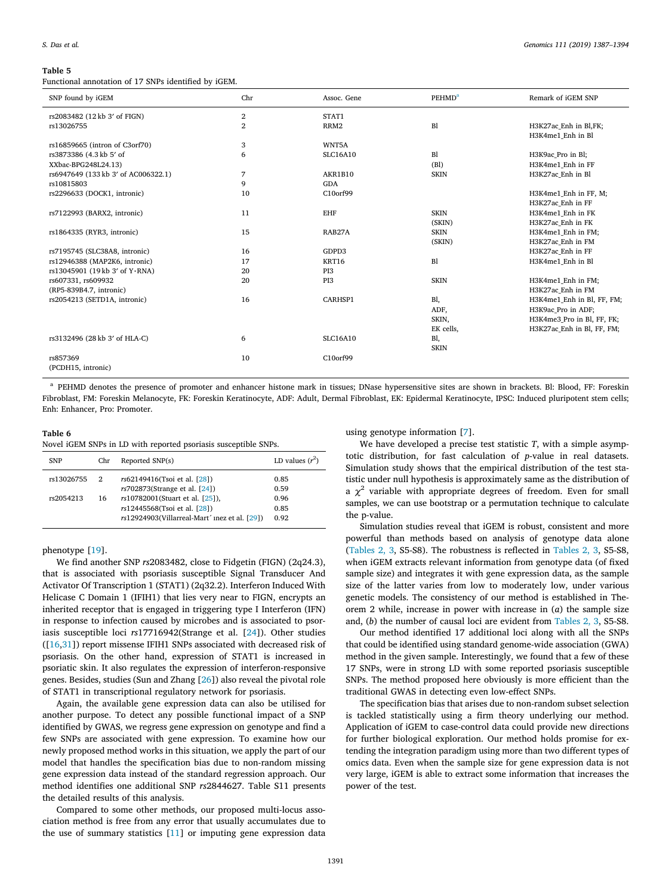**Table 5**
Functional annotation of 17 SNPs identified by iGEM.

| SNP found by iGEM | Chr | Assoc. Gene | PEHMD[a] | Remark of iGEM SNP |
|---|---|---|---|---|
| rs2083482 (12 kb 3′ of FIGN) | 2 | STAT1 | | |
| rs13026755 | 2 | RRM2 | Bl | H3K27ac_Enh in Bl,FK; H3K4me1_Enh in Bl |
| rs16859665 (intron of C3orf70) | 3 | WNT5A | | |
| rs3873386 (4.3 kb 5′ of XXbac-BPG248L24.13) | 6 | SLC16A10 | Bl (Bl) | H3K9ac_Pro in Bl; H3K4me1_Enh in FF |
| rs6947649 (133 kb 3′ of AC006322.1) | 7 | AKR1B10 | SKIN | H3K27ac_Enh in Bl |
| rs10815803 | 9 | GDA | | |
| rs2296633 (DOCK1, intronic) | 10 | C10orf99 | | H3K4me1_Enh in FF, M; H3K27ac_Enh in FF |
| rs7122993 (BARX2, intronic) | 11 | EHF | SKIN (SKIN) | H3K4me1_Enh in FK H3K27ac_Enh in FK |
| rs1864335 (RYR3, intronic) | 15 | RAB27A | SKIN (SKIN) | H3K4me1_Enh in FM; H3K27ac_Enh in FM |
| rs7195745 (SLC38A8, intronic) | 16 | GDPD3 | | H3K27ac_Enh in FF |
| rs12946388 (MAP2K6, intronic) | 17 | KRT16 | Bl | H3K4me1_Enh in Bl |
| rs13045901 (19 kb 3′ of Y·RNA) | 20 | PI3 | | |
| rs607331, rs609932 (RP5-839B4.7, intronic) | 20 | PI3 | SKIN | H3K4me1_Enh in FM; H3K27ac_Enh in FM |
| rs2054213 (SETD1A, intronic) | 16 | CARHSP1 | Bl, ADF, SKIN, EK cells, | H3K4me1_Enh in Bl, FF, FM; H3K9ac_Pro in ADF; H3K4me3_Pro in Bl, FF, FK; H3K27ac_Enh in Bl, FF, FM; |
| rs3132496 (28 kb 3′ of HLA-C) | 6 | SLC16A10 | Bl, SKIN | |
| rs857369 (PCDH15, intronic) | 10 | C10orf99 | | |

[a] PEHMD denotes the presence of promoter and enhancer histone mark in tissues; DNase hypersensitive sites are shown in brackets. Bl: Blood, FF: Foreskin Fibroblast, FM: Foreskin Melanocyte, FK: Foreskin Keratinocyte, ADF: Adult, Dermal Fibroblast, EK: Epidermal Keratinocyte, IPSC: Induced pluripotent stem cells; Enh: Enhancer, Pro: Promoter.

**Table 6**
Novel iGEM SNPs in LD with reported psoriasis susceptible SNPs.

| SNP | Chr | Reported SNP(s) | LD values ($r^2$) |
|---|---|---|---|
| rs13026755 | 2 | *rs*62149416(Tsoi et al. [28]) | 0.85 |
| | | *rs*702873(Strange et al. [24]) | 0.59 |
| rs2054213 | 16 | *rs*10782001(Stuart et al. [25]), | 0.96 |
| | | *rs*12445568(Tsoi et al. [28]) | 0.85 |
| | | *rs*12924903(Villarreal-Mart´ınez et al. [29]) | 0.92 |

phenotype [19].

We find another SNP *rs*2083482, close to Fidgetin (FIGN) (2q24.3), that is associated with psoriasis susceptible Signal Transducer And Activator Of Transcription 1 (STAT1) (2q32.2). Interferon Induced With Helicase C Domain 1 (IFIH1) that lies very near to FIGN, encrypts an inherited receptor that is engaged in triggering type I Interferon (IFN) in response to infection caused by microbes and is associated to psoriasis susceptible loci *rs*17716942(Strange et al. [24]). Other studies ([16,31]) report missense IFIH1 SNPs associated with decreased risk of psoriasis. On the other hand, expression of STAT1 is increased in psoriatic skin. It also regulates the expression of interferon-responsive genes. Besides, studies (Sun and Zhang [26]) also reveal the pivotal role of STAT1 in transcriptional regulatory network for psoriasis.

Again, the available gene expression data can also be utilised for another purpose. To detect any possible functional impact of a SNP identified by GWAS, we regress gene expression on genotype and find a few SNPs are associated with gene expression. To examine how our newly proposed method works in this situation, we apply the part of our model that handles the specification bias due to non-random missing gene expression data instead of the standard regression approach. Our method identifies one additional SNP *rs*2844627. Table S11 presents the detailed results of this analysis.

Compared to some other methods, our proposed multi-locus association method is free from any error that usually accumulates due to the use of summary statistics [11] or imputing gene expression data using genotype information [7].

We have developed a precise test statistic *T*, with a simple asymptotic distribution, for fast calculation of *p*-value in real datasets. Simulation study shows that the empirical distribution of the test statistic under null hypothesis is approximately same as the distribution of a $\chi^2$ variable with appropriate degrees of freedom. Even for small samples, we can use bootstrap or a permutation technique to calculate the p-value.

Simulation studies reveal that iGEM is robust, consistent and more powerful than methods based on analysis of genotype data alone (Tables 2, 3, S5-S8). The robustness is reflected in Tables 2, 3, S5-S8, when iGEM extracts relevant information from genotype data (of fixed sample size) and integrates it with gene expression data, as the sample size of the latter varies from low to moderately low, under various genetic models. The consistency of our method is established in Theorem 2 while, increase in power with increase in (*a*) the sample size and, (*b*) the number of causal loci are evident from Tables 2, 3, S5-S8.

Our method identified 17 additional loci along with all the SNPs that could be identified using standard genome-wide association (GWA) method in the given sample. Interestingly, we found that a few of these 17 SNPs, were in strong LD with some reported psoriasis susceptible SNPs. The method proposed here obviously is more efficient than the traditional GWAS in detecting even low-effect SNPs.

The specification bias that arises due to non-random subset selection is tackled statistically using a firm theory underlying our method. Application of iGEM to case-control data could provide new directions for further biological exploration. Our method holds promise for extending the integration paradigm using more than two different types of omics data. Even when the sample size for gene expression data is not very large, iGEM is able to extract some information that increases the power of the test.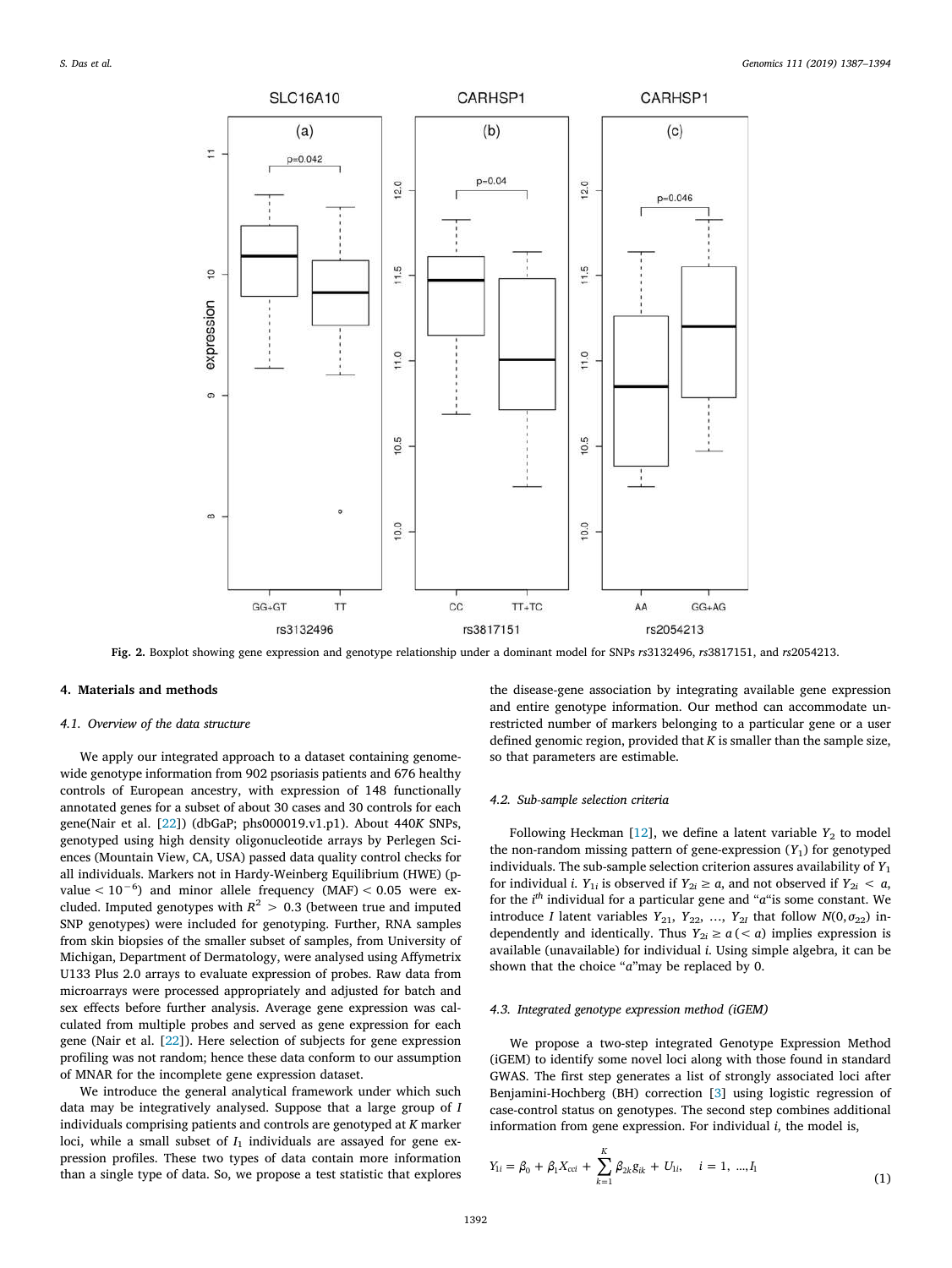Fig. 2. Boxplot showing gene expression and genotype relationship under a dominant model for SNPs *rs*3132496, *rs*3817151, and *rs*2054213.

## 4. Materials and methods

### 4.1. Overview of the data structure

We apply our integrated approach to a dataset containing genome-wide genotype information from 902 psoriasis patients and 676 healthy controls of European ancestry, with expression of 148 functionally annotated genes for a subset of about 30 cases and 30 controls for each gene(Nair et al. [22]) (dbGaP; phs000019.v1.p1). About 440*K* SNPs, genotyped using high density oligonucleotide arrays by Perlegen Sciences (Mountain View, CA, USA) passed data quality control checks for all individuals. Markers not in Hardy-Weinberg Equilibrium (HWE) (p-value $< 10^{-6}$) and minor allele frequency (MAF) $< 0.05$ were excluded. Imputed genotypes with $R^2 > 0.3$ (between true and imputed SNP genotypes) were included for genotyping. Further, RNA samples from skin biopsies of the smaller subset of samples, from University of Michigan, Department of Dermatology, were analysed using Affymetrix U133 Plus 2.0 arrays to evaluate expression of probes. Raw data from microarrays were processed appropriately and adjusted for batch and sex effects before further analysis. Average gene expression was calculated from multiple probes and served as gene expression for each gene (Nair et al. [22]). Here selection of subjects for gene expression profiling was not random; hence these data conform to our assumption of MNAR for the incomplete gene expression dataset.

We introduce the general analytical framework under which such data may be integratively analysed. Suppose that a large group of *I* individuals comprising patients and controls are genotyped at *K* marker loci, while a small subset of $I_1$ individuals are assayed for gene expression profiles. These two types of data contain more information than a single type of data. So, we propose a test statistic that explores the disease-gene association by integrating available gene expression and entire genotype information. Our method can accommodate unrestricted number of markers belonging to a particular gene or a user defined genomic region, provided that *K* is smaller than the sample size, so that parameters are estimable.

### 4.2. Sub-sample selection criteria

Following Heckman [12], we define a latent variable $Y_2$ to model the non-random missing pattern of gene-expression ($Y_1$) for genotyped individuals. The sub-sample selection criterion assures availability of $Y_1$ for individual *i*. $Y_{1i}$ is observed if $Y_{2i} \geq a$, and not observed if $Y_{2i} < a$, for the $i^{th}$ individual for a particular gene and "*a*"is some constant. We introduce *I* latent variables $Y_{21}, Y_{22}, \ldots, Y_{2I}$ that follow $N(0, \sigma_{22})$ independently and identically. Thus $Y_{2i} \geq a \, (< a)$ implies expression is available (unavailable) for individual *i*. Using simple algebra, it can be shown that the choice "*a*"may be replaced by 0.

### 4.3. Integrated genotype expression method (iGEM)

We propose a two-step integrated Genotype Expression Method (iGEM) to identify some novel loci along with those found in standard GWAS. The first step generates a list of strongly associated loci after Benjamini-Hochberg (BH) correction [3] using logistic regression of case-control status on genotypes. The second step combines additional information from gene expression. For individual *i*, the model is,

$$Y_{1i} = \beta_0 + \beta_1 X_{cci} + \sum_{k=1}^{K} \beta_{2k} g_{ik} + U_{1i}, \quad i = 1, \ldots, I_1 \tag{1}$$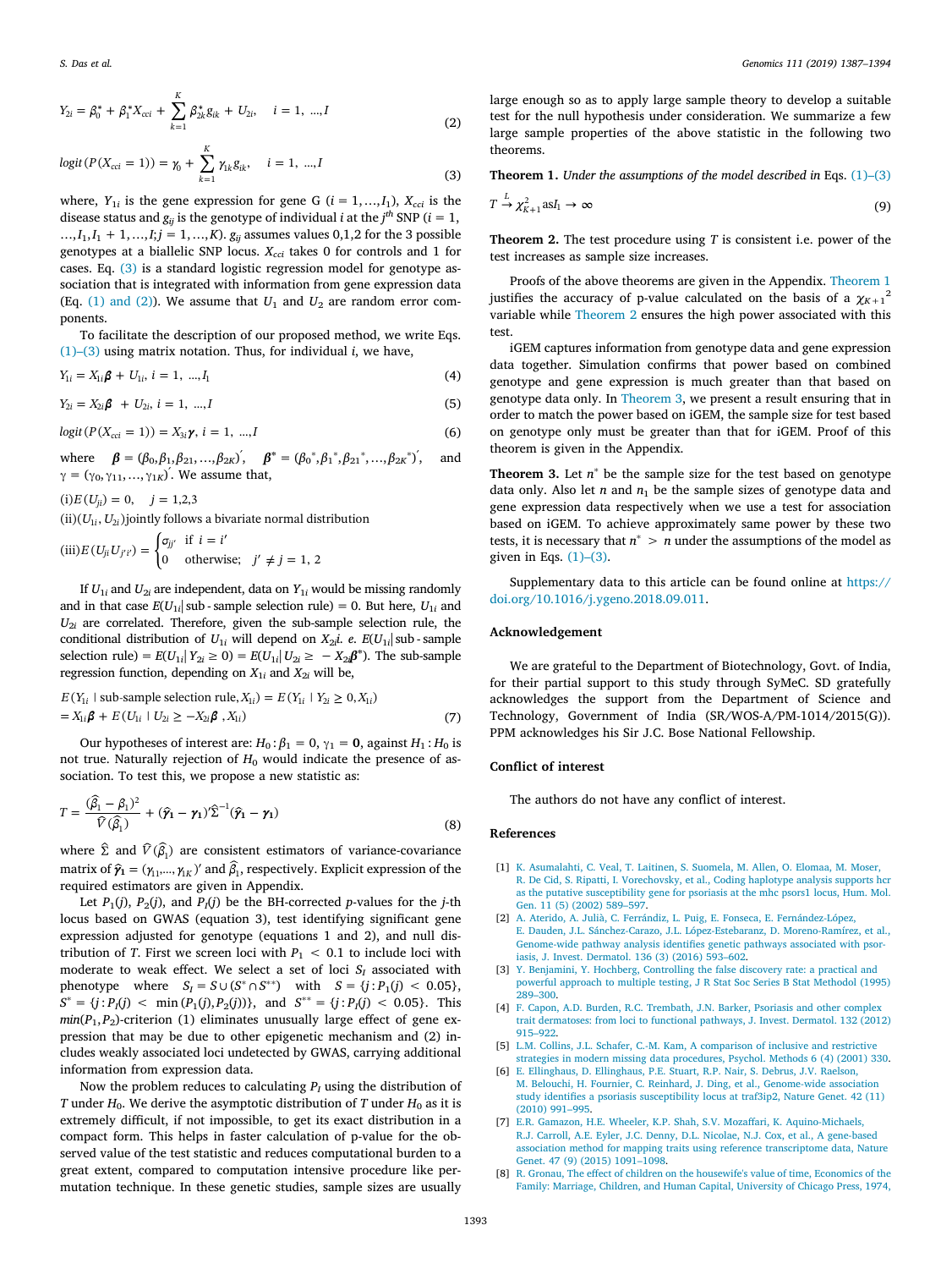$$Y_{2i} = \beta_0^* + \beta_1^* X_{cci} + \sum_{k=1}^{K} \beta_{2k}^* g_{ik} + U_{2i}, \quad i = 1, ..., I \tag{2}$$

$$logit(P(X_{cci} = 1)) = \gamma_0 + \sum_{k=1}^{K} \gamma_{1k} g_{ik}, \quad i = 1, ..., I \tag{3}$$

where, $Y_{1i}$ is the gene expression for gene G ($i = 1,...,I_1$), $X_{cci}$ is the disease status and $g_{ij}$ is the genotype of individual $i$ at the $j^{th}$ SNP ($i = 1, ...,I_1,I_1 + 1,...,I;j = 1,...,K$). $g_{ij}$ assumes values 0,1,2 for the 3 possible genotypes at a biallelic SNP locus. $X_{cci}$ takes 0 for controls and 1 for cases. Eq. (3) is a standard logistic regression model for genotype association that is integrated with information from gene expression data (Eq. (1) and (2)). We assume that $U_1$ and $U_2$ are random error components.

To facilitate the description of our proposed method, we write Eqs. (1)–(3) using matrix notation. Thus, for individual $i$, we have,

$$Y_{1i} = X_{1i}\boldsymbol{\beta} + U_{1i}, \; i = 1, ..., I_1 \tag{4}$$

$$Y_{2i} = X_{2i}\boldsymbol{\beta} \; + U_{2i}, \; i = 1, ..., I \tag{5}$$

$$logit(P(X_{cci} = 1)) = X_{3i}\boldsymbol{\gamma}, \; i = 1, ..., I \tag{6}$$

where $\boldsymbol{\beta} = (\beta_0,\beta_1,\beta_{21}, ...,\beta_{2K})'$, $\boldsymbol{\beta}^* = (\beta_0^*,\beta_1^*,\beta_{21}^*,...,\beta_{2K}^*)'$, and $\gamma = (\gamma_0, \gamma_{11}, ..., \gamma_{1K})'$. We assume that,

(i) $E(U_{ji}) = 0, \quad j = 1,2,3$

(ii) $(U_{1i}, U_{2i})$ jointly follows a bivariate normal distribution

(iii) $E(U_{ji}U_{j'i'}) = \begin{cases} \sigma_{jj'} & \text{if } i = i' \\ 0 & \text{otherwise}; \quad j' \neq j = 1, 2 \end{cases}$

If $U_{1i}$ and $U_{2i}$ are independent, data on $Y_{1i}$ would be missing randomly and in that case $E(U_{1i}|\text{ sub-sample selection rule}) = 0$. But here, $U_{1i}$ and $U_{2i}$ are correlated. Therefore, given the sub-sample selection rule, the conditional distribution of $U_{1i}$ will depend on $X_{2i}$*i. e.* $E(U_{1i}|\text{ sub-sample selection rule}) = E(U_{1i}| Y_{2i} \geq 0) = E(U_{1i}| U_{2i} \geq -X_{2i}\boldsymbol{\beta}^*)$. The sub-sample regression function, depending on $X_{1i}$ and $X_{2i}$ will be,

$$E(Y_{1i} \mid \text{sub-sample selection rule}, X_{1i}) = E(Y_{1i} \mid Y_{2i} \geq 0, X_{1i})$$
$$= X_{1i}\boldsymbol{\beta} + E(U_{1i} \mid U_{2i} \geq -X_{2i}\boldsymbol{\beta} \;, X_{1i}) \tag{7}$$

Our hypotheses of interest are: $H_0 : \beta_1 = 0, \; \gamma_1 = \mathbf{0}$, against $H_1 : H_0$ is not true. Naturally rejection of $H_0$ would indicate the presence of association. To test this, we propose a new statistic as:

$$T = \frac{(\widehat{\beta}_1 - \beta_1)^2}{\widehat{V}(\widehat{\beta}_1)} + (\widehat{\boldsymbol{\gamma}}_1 - \boldsymbol{\gamma}_1)'\widehat{\Sigma}^{-1}(\widehat{\boldsymbol{\gamma}}_1 - \boldsymbol{\gamma}_1) \tag{8}$$

where $\widehat{\Sigma}$ and $\widehat{V}(\widehat{\beta}_1)$ are consistent estimators of variance-covariance matrix of $\widehat{\boldsymbol{\gamma}}_1 = (\gamma_{11},..., \gamma_{1K})'$ and $\widehat{\beta}_1$, respectively. Explicit expression of the required estimators are given in Appendix.

Let $P_1(j)$, $P_2(j)$, and $P_I(j)$ be the BH-corrected *p*-values for the *j*-th locus based on GWAS (equation 3), test identifying significant gene expression adjusted for genotype (equations 1 and 2), and null distribution of $T$. First we screen loci with $P_1 < 0.1$ to include loci with moderate to weak effect. We select a set of loci $S_I$ associated with phenotype where $S_I = S \cup (S^* \cap S^{**})$ with $S = \{j : P_1(j) < 0.05\}$, $S^* = \{j : P_I(j) < \min(P_1(j),P_2(j))\}$, and $S^{**} = \{j : P_I(j) < 0.05\}$. This $min(P_1, P_2)$-criterion (1) eliminates unusually large effect of gene expression that may be due to other epigenetic mechanism and (2) includes weakly associated loci undetected by GWAS, carrying additional information from expression data.

Now the problem reduces to calculating $P_I$ using the distribution of $T$ under $H_0$. We derive the asymptotic distribution of $T$ under $H_0$ as it is extremely difficult, if not impossible, to get its exact distribution in a compact form. This helps in faster calculation of p-value for the observed value of the test statistic and reduces computational burden to a great extent, compared to computation intensive procedure like permutation technique. In these genetic studies, sample sizes are usually large enough so as to apply large sample theory to develop a suitable test for the null hypothesis under consideration. We summarize a few large sample properties of the above statistic in the following two theorems.

**Theorem 1.** *Under the assumptions of the model described in* Eqs. (1)–(3)

$$T \xrightarrow{L} \chi^2_{K+1} \text{as} I_1 \rightarrow \infty \tag{9}$$

**Theorem 2.** The test procedure using $T$ is consistent i.e. power of the test increases as sample size increases.

Proofs of the above theorems are given in the Appendix. Theorem 1 justifies the accuracy of p-value calculated on the basis of a ${\chi_{K+1}}^2$ variable while Theorem 2 ensures the high power associated with this test.

iGEM captures information from genotype data and gene expression data together. Simulation confirms that power based on combined genotype and gene expression is much greater than that based on genotype data only. In Theorem 3, we present a result ensuring that in order to match the power based on iGEM, the sample size for test based on genotype only must be greater than that for iGEM. Proof of this theorem is given in the Appendix.

**Theorem 3.** Let $n^*$ be the sample size for the test based on genotype data only. Also let $n$ and $n_1$ be the sample sizes of genotype data and gene expression data respectively when we use a test for association based on iGEM. To achieve approximately same power by these two tests, it is necessary that $n^* > n$ under the assumptions of the model as given in Eqs. (1)–(3).

Supplementary data to this article can be found online at https://doi.org/10.1016/j.ygeno.2018.09.011.

## Acknowledgement

We are grateful to the Department of Biotechnology, Govt. of India, for their partial support to this study through SyMeC. SD gratefully acknowledges the support from the Department of Science and Technology, Government of India (SR/WOS-A/PM-1014/2015(G)). PPM acknowledges his Sir J.C. Bose National Fellowship.

## Conflict of interest

The authors do not have any conflict of interest.

## References

[1] K. Asumalahti, C. Veal, T. Laitinen, S. Suomela, M. Allen, O. Elomaa, M. Moser, R. De Cid, S. Ripatti, I. Vorechovsky, et al., Coding haplotype analysis supports hcr as the putative susceptibility gene for psoriasis at the mhc psors1 locus, Hum. Mol. Gen. 11 (5) (2002) 589–597.

[2] A. Aterido, A. Julià, C. Ferrándiz, L. Puig, E. Fonseca, E. Fernández-López, E. Dauden, J.L. Sánchez-Carazo, J.L. López-Estebaranz, D. Moreno-Ramírez, et al., Genome-wide pathway analysis identifies genetic pathways associated with psoriasis, J. Invest. Dermatol. 136 (3) (2016) 593–602.

[3] Y. Benjamini, Y. Hochberg, Controlling the false discovery rate: a practical and powerful approach to multiple testing, J R Stat Soc Series B Stat Methodol (1995) 289–300.

[4] F. Capon, A.D. Burden, R.C. Trembath, J.N. Barker, Psoriasis and other complex trait dermatoses: from loci to functional pathways, J. Invest. Dermatol. 132 (2012) 915–922.

[5] L.M. Collins, J.L. Schafer, C.-M. Kam, A comparison of inclusive and restrictive strategies in modern missing data procedures, Psychol. Methods 6 (4) (2001) 330.

[6] E. Ellinghaus, D. Ellinghaus, P.E. Stuart, R.P. Nair, S. Debrus, J.V. Raelson, M. Belouchi, H. Fournier, C. Reinhard, J. Ding, et al., Genome-wide association study identifies a psoriasis susceptibility locus at traf3ip2, Nature Genet. 42 (11) (2010) 991–995.

[7] E.R. Gamazon, H.E. Wheeler, K.P. Shah, S.V. Mozaffari, K. Aquino-Michaels, R.J. Carroll, A.E. Eyler, J.C. Denny, D.L. Nicolae, N.J. Cox, et al., A gene-based association method for mapping traits using reference transcriptome data, Nature Genet. 47 (9) (2015) 1091–1098.

[8] R. Gronau, The effect of children on the housewife's value of time, Economics of the Family: Marriage, Children, and Human Capital, University of Chicago Press, 1974,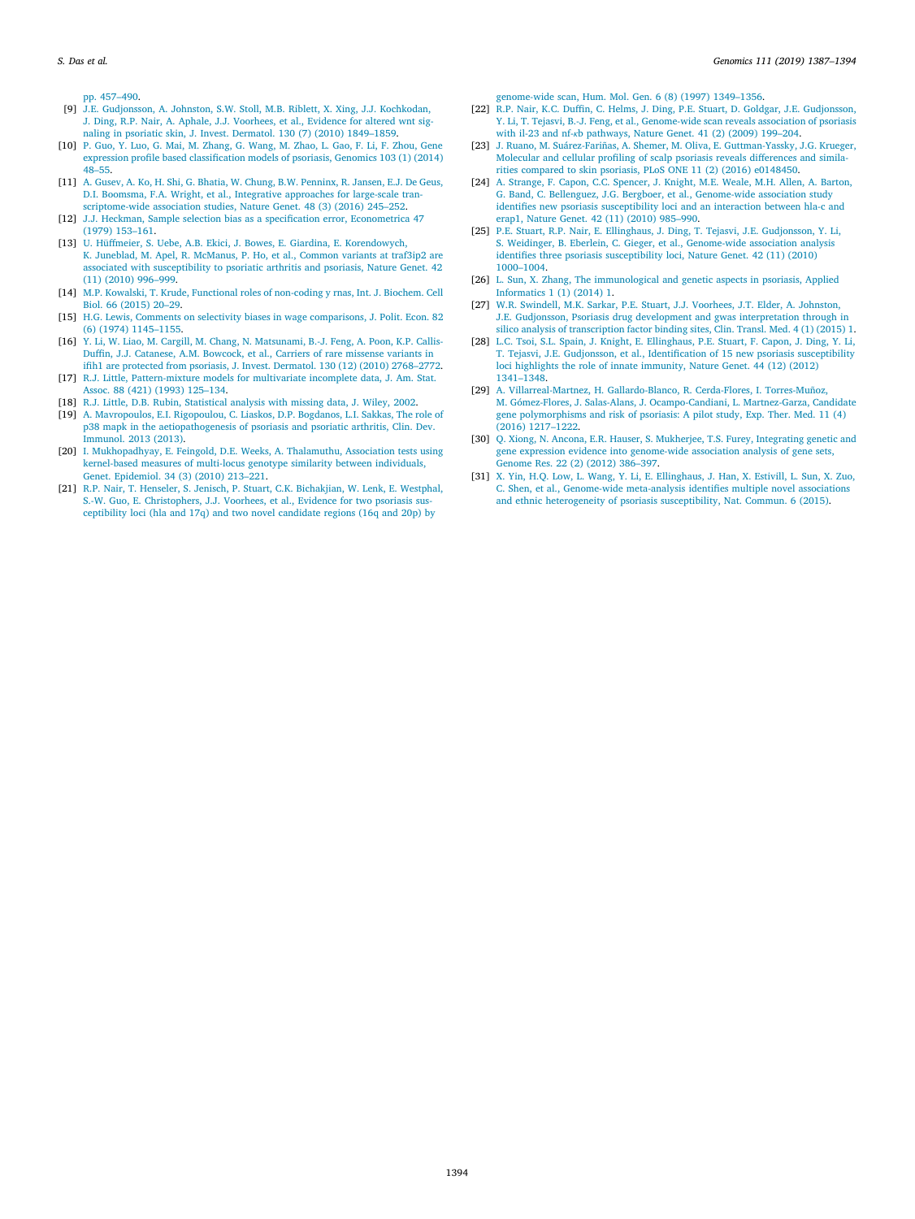pp. 457–490.

[9] J.E. Gudjonsson, A. Johnston, S.W. Stoll, M.B. Riblett, X. Xing, J.J. Kochkodan, J. Ding, R.P. Nair, A. Aphale, J.J. Voorhees, et al., Evidence for altered wnt signaling in psoriatic skin, J. Invest. Dermatol. 130 (7) (2010) 1849–1859.

[10] P. Guo, Y. Luo, G. Mai, M. Zhang, G. Wang, M. Zhao, L. Gao, F. Li, F. Zhou, Gene expression profile based classification models of psoriasis, Genomics 103 (1) (2014) 48–55.

[11] A. Gusev, A. Ko, H. Shi, G. Bhatia, W. Chung, B.W. Penninx, R. Jansen, E.J. De Geus, D.I. Boomsma, F.A. Wright, et al., Integrative approaches for large-scale transcriptome-wide association studies, Nature Genet. 48 (3) (2016) 245–252.

[12] J.J. Heckman, Sample selection bias as a specification error, Econometrica 47 (1979) 153–161.

[13] U. Hüffmeier, S. Uebe, A.B. Ekici, J. Bowes, E. Giardina, E. Korendowych, K. Juneblad, M. Apel, R. McManus, P. Ho, et al., Common variants at traf3ip2 are associated with susceptibility to psoriatic arthritis and psoriasis, Nature Genet. 42 (11) (2010) 996–999.

[14] M.P. Kowalski, T. Krude, Functional roles of non-coding y rnas, Int. J. Biochem. Cell Biol. 66 (2015) 20–29.

[15] H.G. Lewis, Comments on selectivity biases in wage comparisons, J. Polit. Econ. 82 (6) (1974) 1145–1155.

[16] Y. Li, W. Liao, M. Cargill, M. Chang, N. Matsunami, B.-J. Feng, A. Poon, K.P. Callis-Duffin, J.J. Catanese, A.M. Bowcock, et al., Carriers of rare missense variants in ifih1 are protected from psoriasis, J. Invest. Dermatol. 130 (12) (2010) 2768–2772.

[17] R.J. Little, Pattern-mixture models for multivariate incomplete data, J. Am. Stat. Assoc. 88 (421) (1993) 125–134.

[18] R.J. Little, D.B. Rubin, Statistical analysis with missing data, J. Wiley, 2002.

[19] A. Mavropoulos, E.I. Rigopoulou, C. Liaskos, D.P. Bogdanos, L.I. Sakkas, The role of p38 mapk in the aetiopathogenesis of psoriasis and psoriatic arthritis, Clin. Dev. Immunol. 2013 (2013).

[20] I. Mukhopadhyay, E. Feingold, D.E. Weeks, A. Thalamuthu, Association tests using kernel-based measures of multi-locus genotype similarity between individuals, Genet. Epidemiol. 34 (3) (2010) 213–221.

[21] R.P. Nair, T. Henseler, S. Jenisch, P. Stuart, C.K. Bichakjian, W. Lenk, E. Westphal, S.-W. Guo, E. Christophers, J.J. Voorhees, et al., Evidence for two psoriasis susceptibility loci (hla and 17q) and two novel candidate regions (16q and 20p) by genome-wide scan, Hum. Mol. Gen. 6 (8) (1997) 1349–1356.

[22] R.P. Nair, K.C. Duffin, C. Helms, J. Ding, P.E. Stuart, D. Goldgar, J.E. Gudjonsson, Y. Li, T. Tejasvi, B.-J. Feng, et al., Genome-wide scan reveals association of psoriasis with il-23 and nf-κb pathways, Nature Genet. 41 (2) (2009) 199–204.

[23] J. Ruano, M. Suárez-Fariñas, A. Shemer, M. Oliva, E. Guttman-Yassky, J.G. Krueger, Molecular and cellular profiling of scalp psoriasis reveals differences and similarities compared to skin psoriasis, PLoS ONE 11 (2) (2016) e0148450.

[24] A. Strange, F. Capon, C.C. Spencer, J. Knight, M.E. Weale, M.H. Allen, A. Barton, G. Band, C. Bellenguez, J.G. Bergboer, et al., Genome-wide association study identifies new psoriasis susceptibility loci and an interaction between hla-c and erap1, Nature Genet. 42 (11) (2010) 985–990.

[25] P.E. Stuart, R.P. Nair, E. Ellinghaus, J. Ding, T. Tejasvi, J.E. Gudjonsson, Y. Li, S. Weidinger, B. Eberlein, C. Gieger, et al., Genome-wide association analysis identifies three psoriasis susceptibility loci, Nature Genet. 42 (11) (2010) 1000–1004.

[26] L. Sun, X. Zhang, The immunological and genetic aspects in psoriasis, Applied Informatics 1 (1) (2014) 1.

[27] W.R. Swindell, M.K. Sarkar, P.E. Stuart, J.J. Voorhees, J.T. Elder, A. Johnston, J.E. Gudjonsson, Psoriasis drug development and gwas interpretation through in silico analysis of transcription factor binding sites, Clin. Transl. Med. 4 (1) (2015) 1.

[28] L.C. Tsoi, S.L. Spain, J. Knight, E. Ellinghaus, P.E. Stuart, F. Capon, J. Ding, Y. Li, T. Tejasvi, J.E. Gudjonsson, et al., Identification of 15 new psoriasis susceptibility loci highlights the role of innate immunity, Nature Genet. 44 (12) (2012) 1341–1348.

[29] A. Villarreal-Martnez, H. Gallardo-Blanco, R. Cerda-Flores, I. Torres-Muñoz, M. Gómez-Flores, J. Salas-Alans, J. Ocampo-Candiani, L. Martnez-Garza, Candidate gene polymorphisms and risk of psoriasis: A pilot study, Exp. Ther. Med. 11 (4) (2016) 1217–1222.

[30] Q. Xiong, N. Ancona, E.R. Hauser, S. Mukherjee, T.S. Furey, Integrating genetic and gene expression evidence into genome-wide association analysis of gene sets, Genome Res. 22 (2) (2012) 386–397.

[31] X. Yin, H.Q. Low, L. Wang, Y. Li, E. Ellinghaus, J. Han, X. Estivill, L. Sun, X. Zuo, C. Shen, et al., Genome-wide meta-analysis identifies multiple novel associations and ethnic heterogeneity of psoriasis susceptibility, Nat. Commun. 6 (2015).